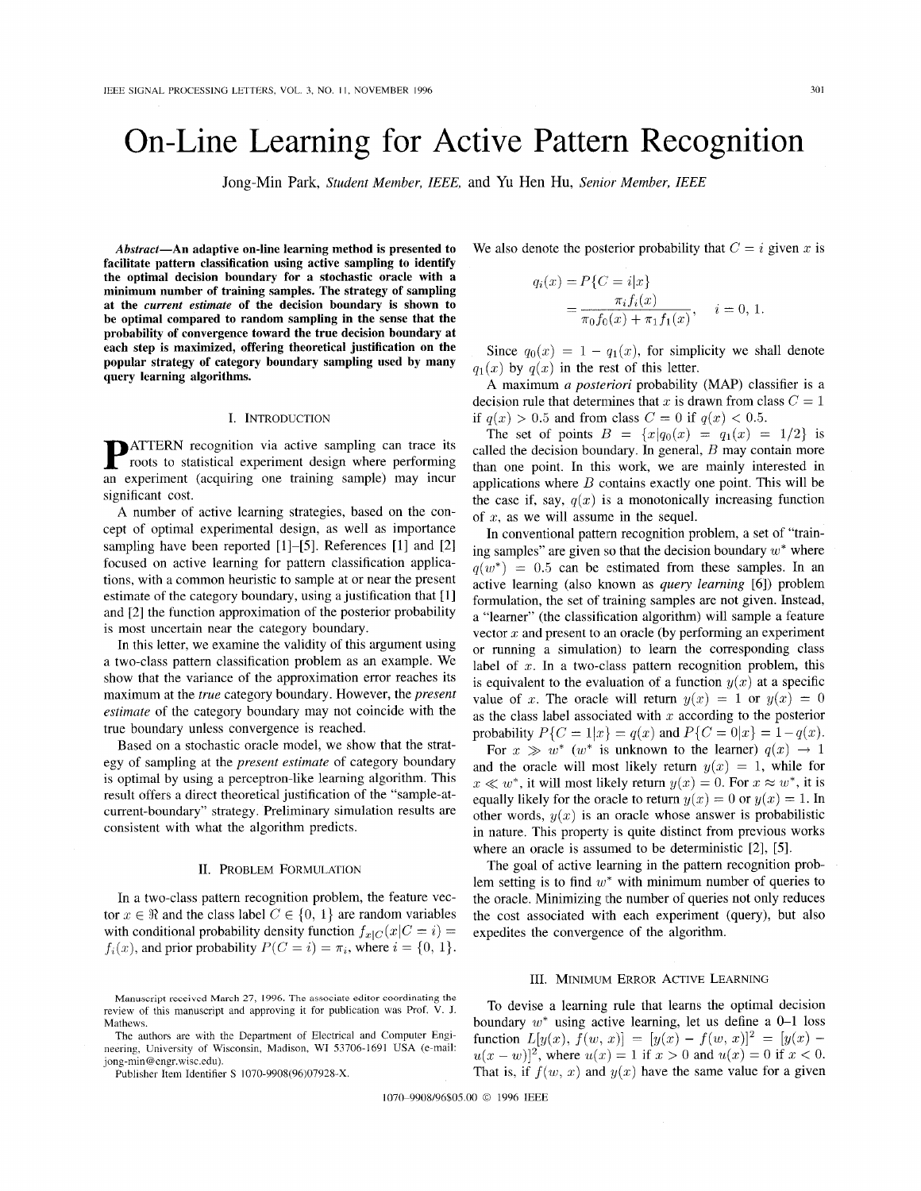# On-Line Learning for Active Pattern Recognition

Jong-Min Park, *Student Member, IEEE*, and Yu Hen Hu, *Senior Member, IEEE*

***Abstract*—An adaptive on-line learning method is presented to facilitate pattern classification using active sampling to identify the optimal decision boundary for a stochastic oracle with a minimum number of training samples. The strategy of sampling at the *current estimate* of the decision boundary is shown to be optimal compared to random sampling in the sense that the probability of convergence toward the true decision boundary at each step is maximized, offering theoretical justification on the popular strategy of category boundary sampling used by many query learning algorithms.**

## I. Introduction

PATTERN recognition via active sampling can trace its roots to statistical experiment design where performing an experiment (acquiring one training sample) may incur significant cost.

A number of active learning strategies, based on the concept of optimal experimental design, as well as importance sampling have been reported [1]–[5]. References [1] and [2] focused on active learning for pattern classification applications, with a common heuristic to sample at or near the present estimate of the category boundary, using a justification that [1] and [2] the function approximation of the posterior probability is most uncertain near the category boundary.

In this letter, we examine the validity of this argument using a two-class pattern classification problem as an example. We show that the variance of the approximation error reaches its maximum at the *true* category boundary. However, the *present estimate* of the category boundary may not coincide with the true boundary unless convergence is reached.

Based on a stochastic oracle model, we show that the strategy of sampling at the *present estimate* of category boundary is optimal by using a perceptron-like learning algorithm. This result offers a direct theoretical justification of the "sample-at-current-boundary" strategy. Preliminary simulation results are consistent with what the algorithm predicts.

## II. Problem Formulation

In a two-class pattern recognition problem, the feature vector $x \in \Re$ and the class label $C \in \{0, 1\}$ are random variables with conditional probability density function $f_{x|C}(x|C = i) = f_i(x)$, and prior probability $P(C = i) = \pi_i$, where $i = \{0, 1\}$. We also denote the posterior probability that $C = i$ given $x$ is

$$q_i(x) = P\{C = i|x\} = \frac{\pi_i f_i(x)}{\pi_0 f_0(x) + \pi_1 f_1(x)}, \quad i = 0, 1.$$

Since $q_0(x) = 1 - q_1(x)$, for simplicity we shall denote $q_1(x)$ by $q(x)$ in the rest of this letter.

A maximum *a posteriori* probability (MAP) classifier is a decision rule that determines that $x$ is drawn from class $C = 1$ if $q(x) > 0.5$ and from class $C = 0$ if $q(x) < 0.5$.

The set of points $B = \{x|q_0(x) = q_1(x) = 1/2\}$ is called the decision boundary. In general, $B$ may contain more than one point. In this work, we are mainly interested in applications where $B$ contains exactly one point. This will be the case if, say, $q(x)$ is a monotonically increasing function of $x$, as we will assume in the sequel.

In conventional pattern recognition problem, a set of "training samples" are given so that the decision boundary $w^*$ where $q(w^*) = 0.5$ can be estimated from these samples. In an active learning (also known as *query learning* [6]) problem formulation, the set of training samples are not given. Instead, a "learner" (the classification algorithm) will sample a feature vector $x$ and present to an oracle (by performing an experiment or running a simulation) to learn the corresponding class label of $x$. In a two-class pattern recognition problem, this is equivalent to the evaluation of a function $y(x)$ at a specific value of $x$. The oracle will return $y(x) = 1$ or $y(x) = 0$ as the class label associated with $x$ according to the posterior probability $P\{C = 1|x\} = q(x)$ and $P\{C = 0|x\} = 1 - q(x)$.

For $x \gg w^*$ ($w^*$ is unknown to the learner) $q(x) \to 1$ and the oracle will most likely return $y(x) = 1$, while for $x \ll w^*$, it will most likely return $y(x) = 0$. For $x \approx w^*$, it is equally likely for the oracle to return $y(x) = 0$ or $y(x) = 1$. In other words, $y(x)$ is an oracle whose answer is probabilistic in nature. This property is quite distinct from previous works where an oracle is assumed to be deterministic [2], [5].

The goal of active learning in the pattern recognition problem setting is to find $w^*$ with minimum number of queries to the oracle. Minimizing the number of queries not only reduces the cost associated with each experiment (query), but also expedites the convergence of the algorithm.

## III. Minimum Error Active Learning

To devise a learning rule that learns the optimal decision boundary $w^*$ using active learning, let us define a 0–1 loss function $L[y(x), f(w, x)] = [y(x) - f(w, x)]^2 = [y(x) - u(x - w)]^2$, where $u(x) = 1$ if $x > 0$ and $u(x) = 0$ if $x < 0$. That is, if $f(w, x)$ and $y(x)$ have the same value for a given

---

Manuscript received March 27, 1996. The associate editor coordinating the review of this manuscript and approving it for publication was Prof. V. J. Mathews.

The authors are with the Department of Electrical and Computer Engineering, University of Wisconsin, Madison, WI 53706-1691 USA (e-mail: jong-min@engr.wisc.edu).

Publisher Item Identifier S 1070-9908(96)07928-X.

1070-9908/96$05.00 © 1996 IEEE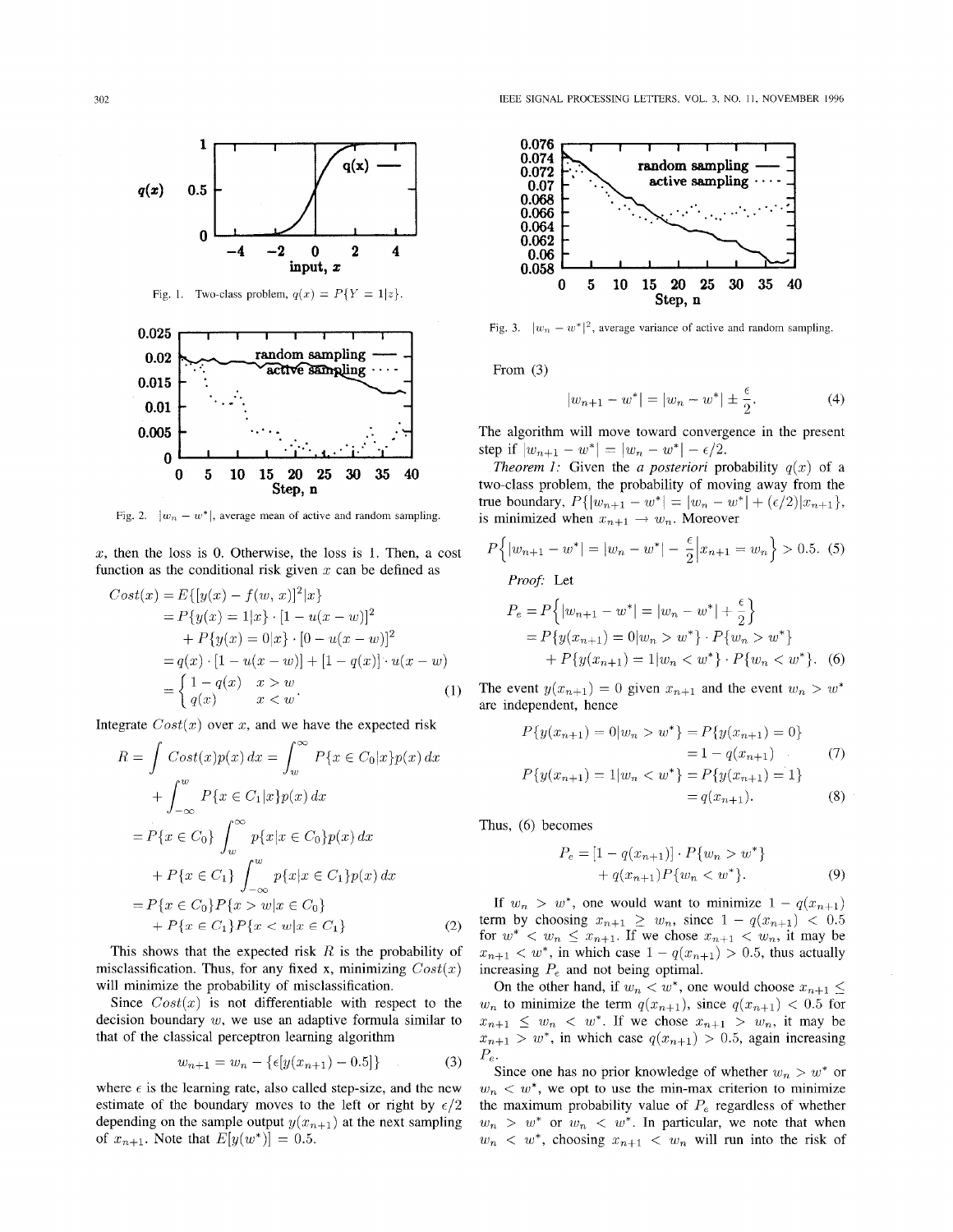Fig. 1. Two-class problem, $q(x) = P\{Y = 1|x\}$.

Fig. 2. $|w_n - w^*|$, average mean of active and random sampling.

$x$, then the loss is 0. Otherwise, the loss is 1. Then, a cost function as the conditional risk given $x$ can be defined as

$$\begin{aligned}
Cost(x) &= E\{[y(x) - f(w, x)]^2|x\} \\
&= P\{y(x) = 1|x\} \cdot [1 - u(x - w)]^2 \\
&\quad + P\{y(x) = 0|x\} \cdot [0 - u(x - w)]^2 \\
&= q(x) \cdot [1 - u(x - w)] + [1 - q(x)] \cdot u(x - w) \\
&= \begin{cases} 1 - q(x) & x > w \\ q(x) & x < w \end{cases}.
\end{aligned} \tag{1}$$

Integrate $Cost(x)$ over $x$, and we have the expected risk

$$\begin{aligned}
R &= \int Cost(x) p(x)\, dx = \int_w^\infty P\{x \in C_0|x\} p(x)\, dx \\
&\quad + \int_{-\infty}^w P\{x \in C_1|x\} p(x)\, dx \\
&= P\{x \in C_0\} \int_w^\infty p\{x|x \in C_0\} p(x)\, dx \\
&\quad + P\{x \in C_1\} \int_{-\infty}^w p\{x|x \in C_1\} p(x)\, dx \\
&= P\{x \in C_0\} P\{x > w | x \in C_0\} \\
&\quad + P\{x \in C_1\} P\{x < w | x \in C_1\}
\end{aligned} \tag{2}$$

This shows that the expected risk $R$ is the probability of misclassification. Thus, for any fixed x, minimizing $Cost(x)$ will minimize the probability of misclassification.

Since $Cost(x)$ is not differentiable with respect to the decision boundary $w$, we use an adaptive formula similar to that of the classical perceptron learning algorithm

$$w_{n+1} = w_n - \{\epsilon[y(x_{n+1}) - 0.5]\} \tag{3}$$

where $\epsilon$ is the learning rate, also called step-size, and the new estimate of the boundary moves to the left or right by $\epsilon/2$ depending on the sample output $y(x_{n+1})$ at the next sampling of $x_{n+1}$. Note that $E[y(w^*)] = 0.5$.

Fig. 3. $|w_n - w^*|^2$, average variance of active and random sampling.

From (3)

$$|w_{n+1} - w^*| = |w_n - w^*| \pm \frac{\epsilon}{2}. \tag{4}$$

The algorithm will move toward convergence in the present step if $|w_{n+1} - w^*| = |w_n - w^*| - \epsilon/2$.

*Theorem 1:* Given the *a posteriori* probability $q(x)$ of a two-class problem, the probability of moving away from the true boundary, $P\{|w_{n+1} - w^*| = |w_n - w^*| + (\epsilon/2)|x_{n+1}\}$, is minimized when $x_{n+1} \to w_n$. Moreover

$$P\left\{|w_{n+1} - w^*| = |w_n - w^*| - \frac{\epsilon}{2}\Big|x_{n+1} = w_n\right\} > 0.5. \tag{5}$$

*Proof:* Let

$$\begin{aligned}
P_e &= P\left\{|w_{n+1} - w^*| = |w_n - w^*| + \frac{\epsilon}{2}\right\} \\
&= P\{y(x_{n+1}) = 0|w_n > w^*\} \cdot P\{w_n > w^*\} \\
&\quad + P\{y(x_{n+1}) = 1|w_n < w^*\} \cdot P\{w_n < w^*\}.
\end{aligned} \tag{6}$$

The event $y(x_{n+1}) = 0$ given $x_{n+1}$ and the event $w_n > w^*$ are independent, hence

$$\begin{aligned}
P\{y(x_{n+1}) = 0|w_n > w^*\} &= P\{y(x_{n+1}) = 0\} \\
&= 1 - q(x_{n+1})
\end{aligned} \tag{7}$$

$$\begin{aligned}
P\{y(x_{n+1}) = 1|w_n < w^*\} &= P\{y(x_{n+1}) = 1\} \\
&= q(x_{n+1}).
\end{aligned} \tag{8}$$

Thus, (6) becomes

$$\begin{aligned}
P_e &= [1 - q(x_{n+1})] \cdot P\{w_n > w^*\} \\
&\quad + q(x_{n+1}) P\{w_n < w^*\}.
\end{aligned} \tag{9}$$

If $w_n > w^*$, one would want to minimize $1 - q(x_{n+1})$ term by choosing $x_{n+1} \geq w_n$, since $1 - q(x_{n+1}) < 0.5$ for $w^* < w_n \leq x_{n+1}$. If we chose $x_{n+1} < w_n$, it may be $x_{n+1} < w^*$, in which case $1 - q(x_{n+1}) > 0.5$, thus actually increasing $P_e$ and not being optimal.

On the other hand, if $w_n < w^*$, one would choose $x_{n+1} \leq w_n$ to minimize the term $q(x_{n+1})$, since $q(x_{n+1}) < 0.5$ for $x_{n+1} \leq w_n < w^*$. If we chose $x_{n+1} > w_n$, it may be $x_{n+1} > w^*$, in which case $q(x_{n+1}) > 0.5$, again increasing $P_e$.

Since one has no prior knowledge of whether $w_n > w^*$ or $w_n < w^*$, we opt to use the min-max criterion to minimize the maximum probability value of $P_e$ regardless of whether $w_n > w^*$ or $w_n < w^*$. In particular, we note that when $w_n < w^*$, choosing $x_{n+1} < w_n$ will run into the risk of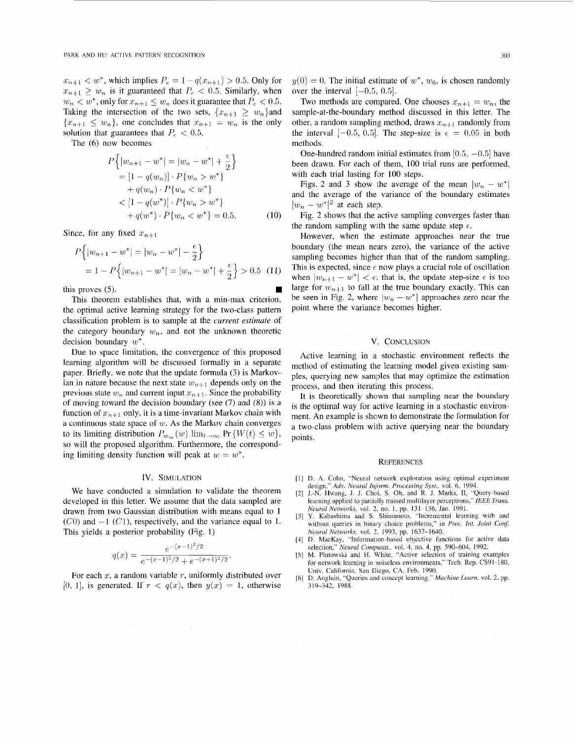$x_{n+1} < w^*$, which implies $P_e = 1 - q(x_{n+1}) > 0.5$. Only for $x_{n+1} \geq w_n$ is it guaranteed that $P_e < 0.5$. Similarly, when $w_n < w^*$, only for $x_{n+1} \leq w_n$ does it guarantee that $P_e < 0.5$. Taking the intersection of the two sets, $\{x_{n+1} \geq w_n\}$and $\{x_{n+1} \leq w_n\}$, one concludes that $x_{n+1} = w_n$ is the only solution that guarantees that $P_e < 0.5$.

The (6) now becomes

$$
\begin{aligned}
P\Big\{|w_{n+1} - w^*| &= |w_n - w^*| + \frac{\epsilon}{2}\Big\} \\
&= [1 - q(w_n)] \cdot P\{w_n > w^*\} \\
&\quad + q(w_n) \cdot P\{w_n < w^*\} \\
&< [1 - q(w^*)] \cdot P\{w_n > w^*\} \\
&\quad + q(w^*) \cdot P\{w_n < w^*\} = 0.5. \qquad (10)
\end{aligned}
$$

Since, for any fixed $x_{n+1}$

$$
\begin{aligned}
P\Big\{|w_{n+1} - w^*| &= |w_n - w^*| - \frac{\epsilon}{2}\Big\} \\
&= 1 - P\Big\{|w_{n+1} - w^*| = |w_n - w^*| + \frac{\epsilon}{2}\Big\} > 0.5 \quad (11)
\end{aligned}
$$

this proves (5). ∎

This theorem establishes that, with a min-max criterion, the optimal active learning strategy for the two-class pattern classification problem is to sample at the *current estimate* of the category boundary $w_n$, and not the unknown theoretic decision boundary $w^*$.

Due to space limitation, the convergence of this proposed learning algorithm will be discussed formally in a separate paper. Briefly, we note that the update formula (3) is Markovian in nature because the next state $w_{n+1}$ depends only on the previous state $w_n$ and current input $x_{n+1}$. Since the probability of moving toward the decision boundary (see (7) and (8)) is a function of $x_{n+1}$ only, it is a time-invariant Markov chain with a continuous state space of $w$. As the Markov chain converges to its limiting distribution $P_{w_\infty}(w) \lim_{t \to \infty} \Pr\{W(t) \leq w\}$, so will the proposed algorithm. Furthermore, the corresponding limiting density function will peak at $w = w^*$.

## IV. Simulation

We have conducted a simulation to validate the theorem developed in this letter. We assume that the data sampled are drawn from two Gaussian distribution with means equal to 1 ($C0$) and $-1$ ($C1$), respectively, and the variance equal to 1. This yields a posterior probability (Fig. 1)

$$
q(x) = \frac{e^{-(x-1)^2/2}}{e^{-(x-1)^2/2} + e^{-(x+1)^2/2}}.
$$

For each $x$, a random variable $r$, uniformly distributed over $[0, 1]$, is generated. If $r < q(x)$, then $y(x) = 1$, otherwise $y(0) = 0$. The initial estimate of $w^*$, $w_0$, is chosen randomly over the interval $[-0.5, 0.5]$.

Two methods are compared. One chooses $x_{n+1} = w_n$, the sample-at-the-boundary method discussed in this letter. The other, a random sampling method, draws $x_{n+1}$ randomly from the interval $[-0.5, 0.5]$. The step-size is $\epsilon = 0.05$ in both methods.

One-hundred random initial estimates from $[0.5, -0.5]$ have been drawn. For each of them, 100 trial runs are performed, with each trial lasting for 100 steps.

Figs. 2 and 3 show the average of the mean $|w_n - w^*|$ and the average of the variance of the boundary estimates $|w_n - w^*|^2$ at each step.

Fig. 2 shows that the active sampling converges faster than the random sampling with the same update step $\epsilon$.

However, when the estimate approaches near the true boundary (the mean nears zero), the variance of the active sampling becomes higher than that of the random sampling. This is expected, since $\epsilon$ now plays a crucial role of oscillation when $|w_{n+1} - w^*| < \epsilon$; that is, the update step-size $\epsilon$ is too large for $w_{n+1}$ to fall at the true boundary exactly. This can be seen in Fig. 2, where $|w_n - w^*|$ approaches zero near the point where the variance becomes higher.

## V. Conclusion

Active learning in a stochastic environment reflects the method of estimating the learning model given existing samples, querying new samples that may optimize the estimation process, and then iterating this process.

It is theoretically shown that sampling near the boundary is the optimal way for active learning in a stochastic environment. An example is shown to demonstrate the formulation for a two-class problem with active querying near the boundary points.

## References

[1] D. A. Cohn, "Neural network exploration using optimal experiment design," *Adv. Neural Inform. Processing Syst.*, vol. 6, 1994.

[2] J.-N. Hwang, J. J. Choi, S. Oh, and R. J. Marks, II, "Query-based learning applied to partially trained multilayer perceptrons," *IEEE Trans. Neural Networks*, vol. 2, no. 1, pp. 131–136, Jan. 1991.

[3] Y. Kabashima and S. Shinomoto, "Incremental learning with and without queries in binary choice problems," in *Proc. Int. Joint Conf. Neural Networks*, vol. 2, 1993, pp. 1637–1640.

[4] D. MacKay, "Information-based objective functions for active data selection," *Neural Computat.*, vol. 4, no. 4, pp. 590–604, 1992.

[5] M. Plutowski and H. White, "Active selection of training examples for network learning in noiseless environments," Tech. Rep. CS91-180, Univ. California, San Diego, CA, Feb. 1990.

[6] D. Angluin, "Queries and concept learning," *Machine Learn.* vol. 2, pp. 319–342, 1988.